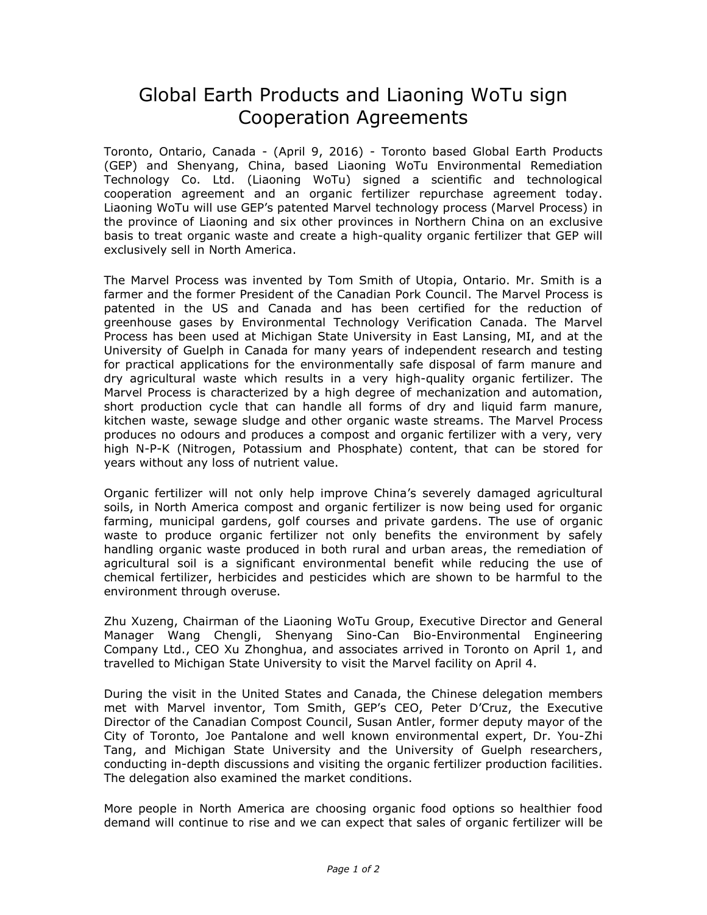# Global Earth Products and Liaoning WoTu sign Cooperation Agreements

Toronto, Ontario, Canada - (April 9, 2016) - Toronto based Global Earth Products (GEP) and Shenyang, China, based Liaoning WoTu Environmental Remediation Technology Co. Ltd. (Liaoning WoTu) signed a scientific and technological cooperation agreement and an organic fertilizer repurchase agreement today. Liaoning WoTu will use GEP's patented Marvel technology process (Marvel Process) in the province of Liaoning and six other provinces in Northern China on an exclusive basis to treat organic waste and create a high-quality organic fertilizer that GEP will exclusively sell in North America.

The Marvel Process was invented by Tom Smith of Utopia, Ontario. Mr. Smith is a farmer and the former President of the Canadian Pork Council. The Marvel Process is patented in the US and Canada and has been certified for the reduction of greenhouse gases by Environmental Technology Verification Canada. The Marvel Process has been used at Michigan State University in East Lansing, MI, and at the University of Guelph in Canada for many years of independent research and testing for practical applications for the environmentally safe disposal of farm manure and dry agricultural waste which results in a very high-quality organic fertilizer. The Marvel Process is characterized by a high degree of mechanization and automation, short production cycle that can handle all forms of dry and liquid farm manure, kitchen waste, sewage sludge and other organic waste streams. The Marvel Process produces no odours and produces a compost and organic fertilizer with a very, very high N-P-K (Nitrogen, Potassium and Phosphate) content, that can be stored for years without any loss of nutrient value.

Organic fertilizer will not only help improve China's severely damaged agricultural soils, in North America compost and organic fertilizer is now being used for organic farming, municipal gardens, golf courses and private gardens. The use of organic waste to produce organic fertilizer not only benefits the environment by safely handling organic waste produced in both rural and urban areas, the remediation of agricultural soil is a significant environmental benefit while reducing the use of chemical fertilizer, herbicides and pesticides which are shown to be harmful to the environment through overuse.

Zhu Xuzeng, Chairman of the Liaoning WoTu Group, Executive Director and General Manager Wang Chengli, Shenyang Sino-Can Bio-Environmental Engineering Company Ltd., CEO Xu Zhonghua, and associates arrived in Toronto on April 1, and travelled to Michigan State University to visit the Marvel facility on April 4.

During the visit in the United States and Canada, the Chinese delegation members met with Marvel inventor, Tom Smith, GEP's CEO, Peter D'Cruz, the Executive Director of the Canadian Compost Council, Susan Antler, former deputy mayor of the City of Toronto, Joe Pantalone and well known environmental expert, Dr. You-Zhi Tang, and Michigan State University and the University of Guelph researchers, conducting in-depth discussions and visiting the organic fertilizer production facilities. The delegation also examined the market conditions.

More people in North America are choosing organic food options so healthier food demand will continue to rise and we can expect that sales of organic fertilizer will be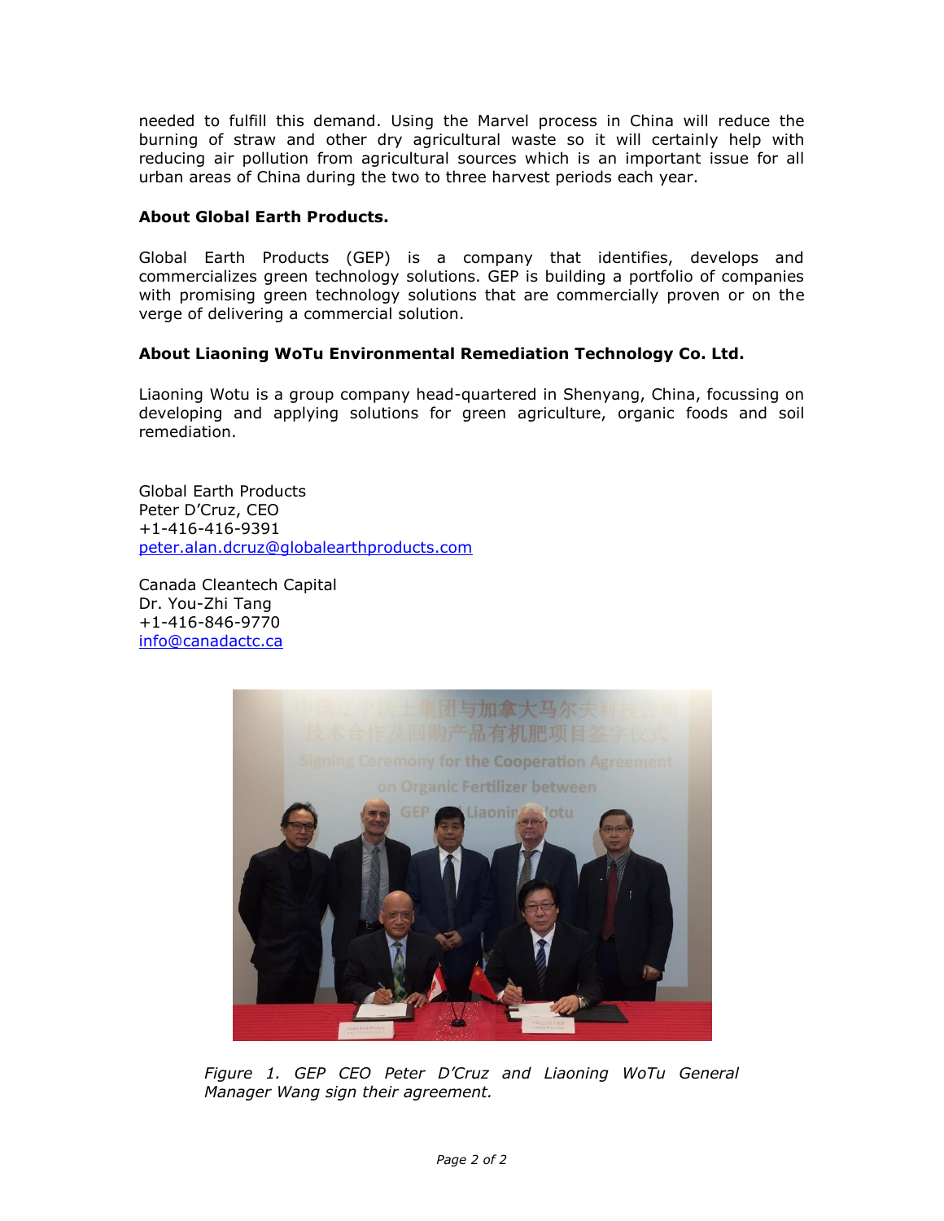needed to fulfill this demand. Using the Marvel process in China will reduce the burning of straw and other dry agricultural waste so it will certainly help with reducing air pollution from agricultural sources which is an important issue for all urban areas of China during the two to three harvest periods each year.

**About Global Earth Products.**

Global Earth Products (GEP) is a company that identifies, develops and commercializes green technology solutions. GEP is building a portfolio of companies with promising green technology solutions that are commercially proven or on the verge of delivering a commercial solution.

**About Liaoning WoTu Environmental Remediation Technology Co. Ltd.**

Liaoning Wotu is a group company head-quartered in Shenyang, China, focussing on developing and applying solutions for green agriculture, organic foods and soil remediation.

Global Earth Products
Peter D'Cruz, CEO
+1-416-416-9391
peter.alan.dcruz@globalearthproducts.com

Canada Cleantech Capital
Dr. You-Zhi Tang
+1-416-846-9770
info@canadactc.ca

*Figure 1. GEP CEO Peter D'Cruz and Liaoning WoTu General Manager Wang sign their agreement.*